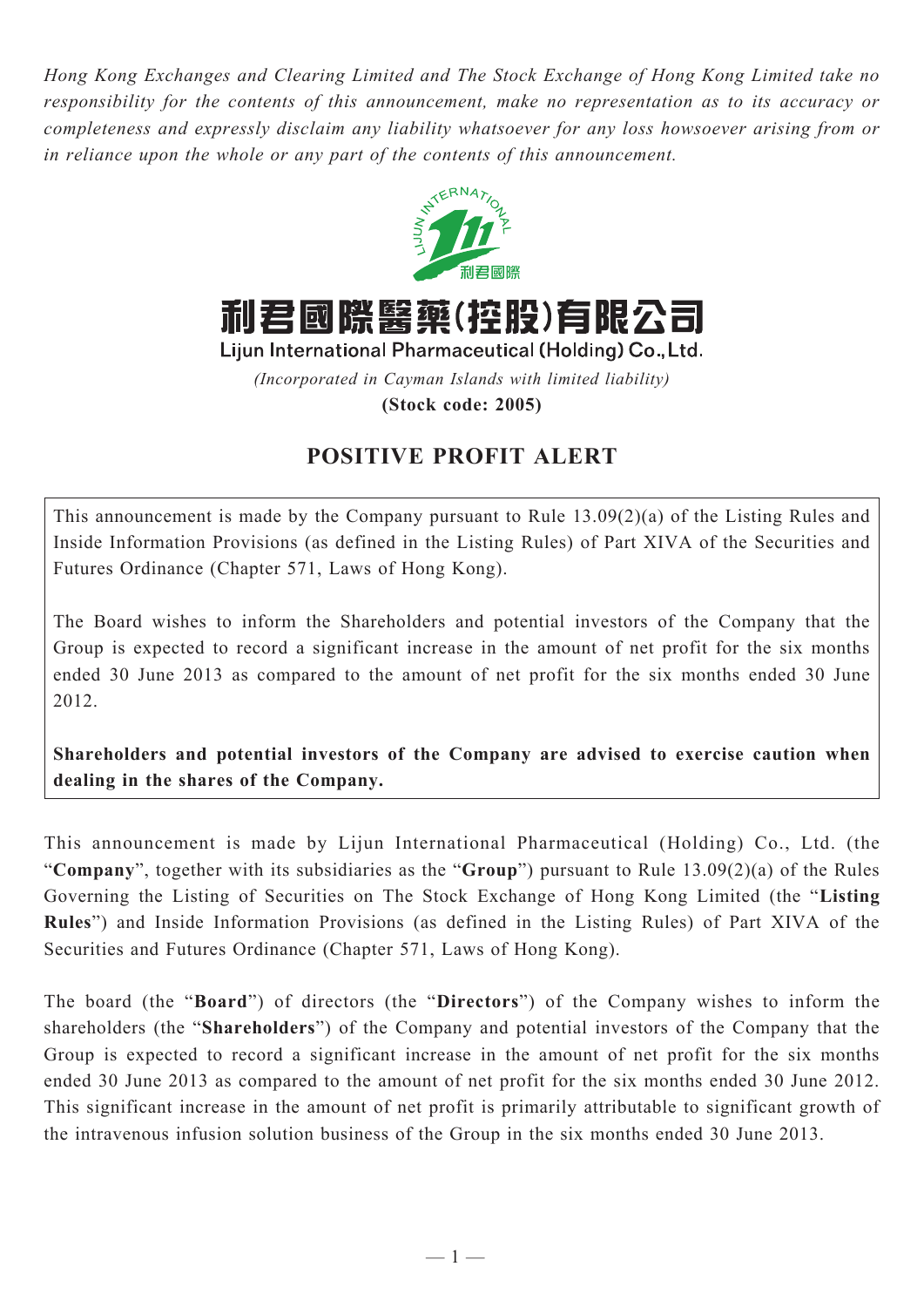*Hong Kong Exchanges and Clearing Limited and The Stock Exchange of Hong Kong Limited take no responsibility for the contents of this announcement, make no representation as to its accuracy or completeness and expressly disclaim any liability whatsoever for any loss howsoever arising from or in reliance upon the whole or any part of the contents of this announcement.*

# 利君國際醫藥(控股)有限公司

**Lijun International Pharmaceutical (Holding) Co., Ltd.**

*(Incorporated in Cayman Islands with limited liability)*

**(Stock code: 2005)**

## POSITIVE PROFIT ALERT

This announcement is made by the Company pursuant to Rule 13.09(2)(a) of the Listing Rules and Inside Information Provisions (as defined in the Listing Rules) of Part XIVA of the Securities and Futures Ordinance (Chapter 571, Laws of Hong Kong).

The Board wishes to inform the Shareholders and potential investors of the Company that the Group is expected to record a significant increase in the amount of net profit for the six months ended 30 June 2013 as compared to the amount of net profit for the six months ended 30 June 2012.

**Shareholders and potential investors of the Company are advised to exercise caution when dealing in the shares of the Company.**

This announcement is made by Lijun International Pharmaceutical (Holding) Co., Ltd. (the "**Company**", together with its subsidiaries as the "**Group**") pursuant to Rule 13.09(2)(a) of the Rules Governing the Listing of Securities on The Stock Exchange of Hong Kong Limited (the "**Listing Rules**") and Inside Information Provisions (as defined in the Listing Rules) of Part XIVA of the Securities and Futures Ordinance (Chapter 571, Laws of Hong Kong).

The board (the "**Board**") of directors (the "**Directors**") of the Company wishes to inform the shareholders (the "**Shareholders**") of the Company and potential investors of the Company that the Group is expected to record a significant increase in the amount of net profit for the six months ended 30 June 2013 as compared to the amount of net profit for the six months ended 30 June 2012. This significant increase in the amount of net profit is primarily attributable to significant growth of the intravenous infusion solution business of the Group in the six months ended 30 June 2013.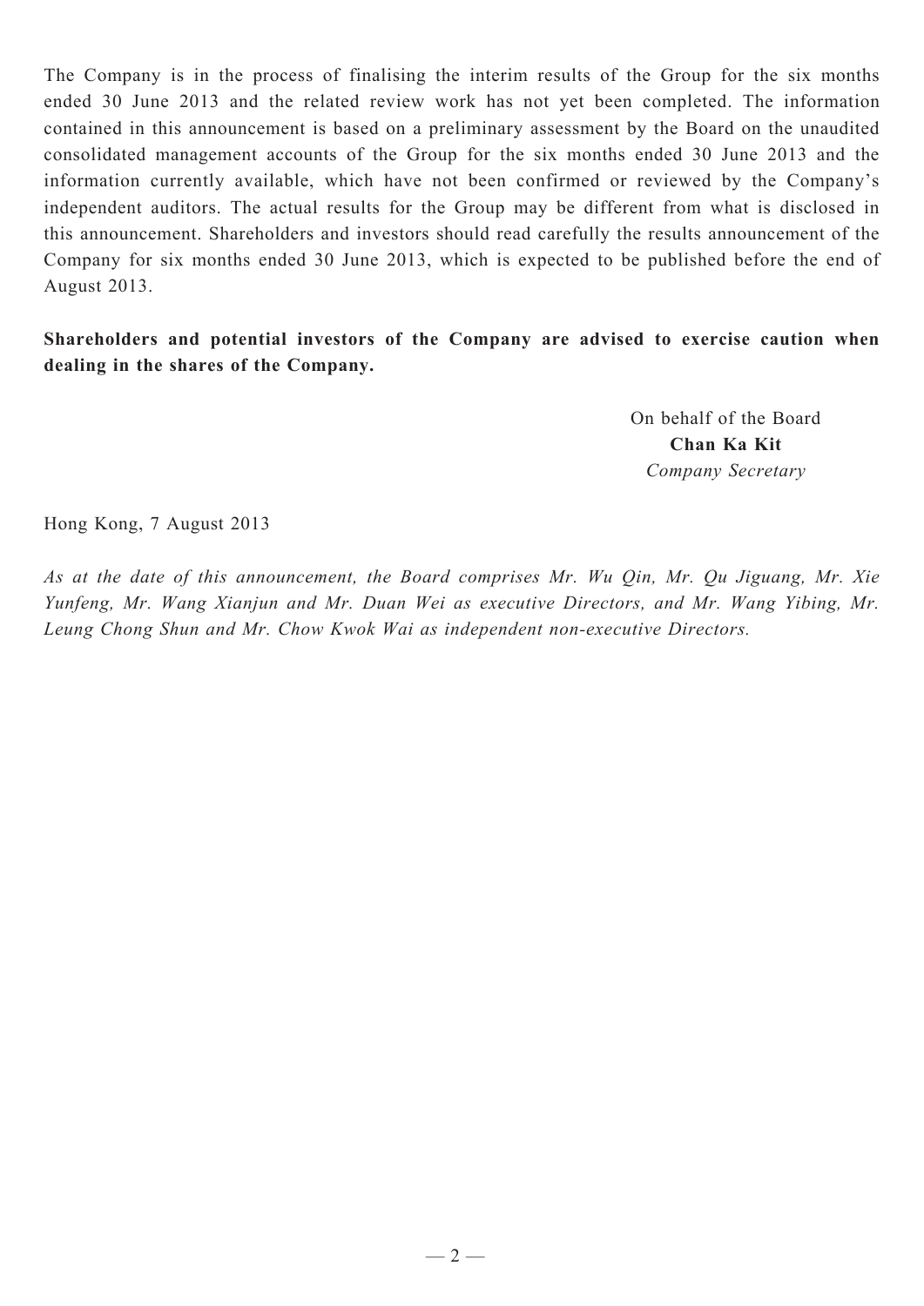The Company is in the process of finalising the interim results of the Group for the six months ended 30 June 2013 and the related review work has not yet been completed. The information contained in this announcement is based on a preliminary assessment by the Board on the unaudited consolidated management accounts of the Group for the six months ended 30 June 2013 and the information currently available, which have not been confirmed or reviewed by the Company's independent auditors. The actual results for the Group may be different from what is disclosed in this announcement. Shareholders and investors should read carefully the results announcement of the Company for six months ended 30 June 2013, which is expected to be published before the end of August 2013.

**Shareholders and potential investors of the Company are advised to exercise caution when dealing in the shares of the Company.**

On behalf of the Board
**Chan Ka Kit**
*Company Secretary*

Hong Kong, 7 August 2013

*As at the date of this announcement, the Board comprises Mr. Wu Qin, Mr. Qu Jiguang, Mr. Xie Yunfeng, Mr. Wang Xianjun and Mr. Duan Wei as executive Directors, and Mr. Wang Yibing, Mr. Leung Chong Shun and Mr. Chow Kwok Wai as independent non-executive Directors.*